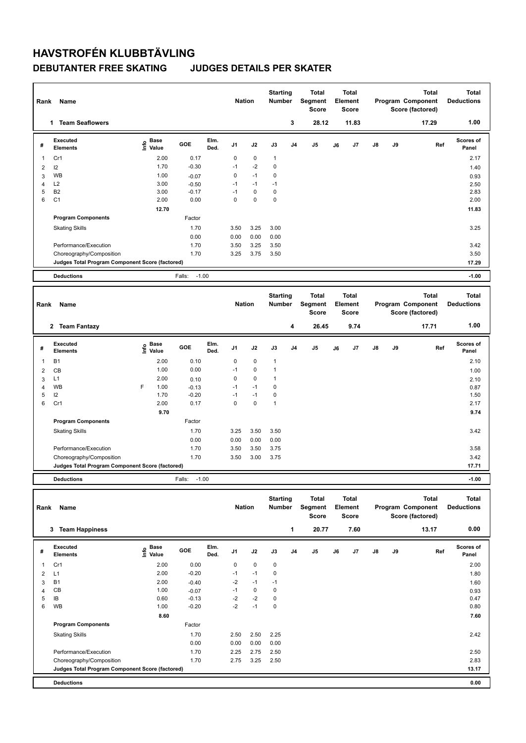# HAVSTROFÉN KLUBBTÄVLING

## DEBUTANTER FREE SKATING JUDGES DETAILS PER SKATER

| Rank | Name | Nation | Starting Number | Total Segment Score | Total Element Score | Total Program Component Score (factored) | Total Deductions |
|---|---|---|---|---|---|---|---|
| 1 | Team Seaflowers | | 3 | 28.12 | 11.83 | 17.29 | 1.00 |

| # | Executed Elements | Info | Base Value | GOE | Elm. Ded. | J1 | J2 | J3 | J4 | J5 | J6 | J7 | J8 | J9 | Ref | Scores of Panel |
|---|---|---|---|---|---|---|---|---|---|---|---|---|---|---|---|---|
| 1 | Cr1 | | 2.00 | 0.17 | | 0 | 0 | 1 | | | | | | | | 2.17 |
| 2 | I2 | | 1.70 | -0.30 | | -1 | -2 | 0 | | | | | | | | 1.40 |
| 3 | WB | | 1.00 | -0.07 | | 0 | -1 | 0 | | | | | | | | 0.93 |
| 4 | L2 | | 3.00 | -0.50 | | -1 | -1 | -1 | | | | | | | | 2.50 |
| 5 | B2 | | 3.00 | -0.17 | | -1 | 0 | 0 | | | | | | | | 2.83 |
| 6 | C1 | | 2.00 | 0.00 | | 0 | 0 | 0 | | | | | | | | 2.00 |
| | | | 12.70 | | | | | | | | | | | | | 11.83 |
| | **Program Components** | | | Factor | | | | | | | | | | | | |
| | Skating Skills | | | 1.70 | | 3.50 | 3.25 | 3.00 | | | | | | | | 3.25 |
| | | | | 0.00 | | 0.00 | 0.00 | 0.00 | | | | | | | | |
| | Performance/Execution | | | 1.70 | | 3.50 | 3.25 | 3.50 | | | | | | | | 3.42 |
| | Choreography/Composition | | | 1.70 | | 3.25 | 3.75 | 3.50 | | | | | | | | 3.50 |
| | **Judges Total Program Component Score (factored)** | | | | | | | | | | | | | | | 17.29 |
| | **Deductions** | | | Falls: -1.00 | | | | | | | | | | | | -1.00 |

| Rank | Name | Nation | Starting Number | Total Segment Score | Total Element Score | Total Program Component Score (factored) | Total Deductions |
|---|---|---|---|---|---|---|---|
| 2 | Team Fantazy | | 4 | 26.45 | 9.74 | 17.71 | 1.00 |

| # | Executed Elements | Info | Base Value | GOE | Elm. Ded. | J1 | J2 | J3 | J4 | J5 | J6 | J7 | J8 | J9 | Ref | Scores of Panel |
|---|---|---|---|---|---|---|---|---|---|---|---|---|---|---|---|---|
| 1 | B1 | | 2.00 | 0.10 | | 0 | 0 | 1 | | | | | | | | 2.10 |
| 2 | CB | | 1.00 | 0.00 | | -1 | 0 | 1 | | | | | | | | 1.00 |
| 3 | L1 | | 2.00 | 0.10 | | 0 | 0 | 1 | | | | | | | | 2.10 |
| 4 | WB | F | 1.00 | -0.13 | | -1 | -1 | 0 | | | | | | | | 0.87 |
| 5 | I2 | | 1.70 | -0.20 | | -1 | -1 | 0 | | | | | | | | 1.50 |
| 6 | Cr1 | | 2.00 | 0.17 | | 0 | 0 | 1 | | | | | | | | 2.17 |
| | | | 9.70 | | | | | | | | | | | | | 9.74 |
| | **Program Components** | | | Factor | | | | | | | | | | | | |
| | Skating Skills | | | 1.70 | | 3.25 | 3.50 | 3.50 | | | | | | | | 3.42 |
| | | | | 0.00 | | 0.00 | 0.00 | 0.00 | | | | | | | | |
| | Performance/Execution | | | 1.70 | | 3.50 | 3.50 | 3.75 | | | | | | | | 3.58 |
| | Choreography/Composition | | | 1.70 | | 3.50 | 3.00 | 3.75 | | | | | | | | 3.42 |
| | **Judges Total Program Component Score (factored)** | | | | | | | | | | | | | | | 17.71 |
| | **Deductions** | | | Falls: -1.00 | | | | | | | | | | | | -1.00 |

| Rank | Name | Nation | Starting Number | Total Segment Score | Total Element Score | Total Program Component Score (factored) | Total Deductions |
|---|---|---|---|---|---|---|---|
| 3 | Team Happiness | | 1 | 20.77 | 7.60 | 13.17 | 0.00 |

| # | Executed Elements | Info | Base Value | GOE | Elm. Ded. | J1 | J2 | J3 | J4 | J5 | J6 | J7 | J8 | J9 | Ref | Scores of Panel |
|---|---|---|---|---|---|---|---|---|---|---|---|---|---|---|---|---|
| 1 | Cr1 | | 2.00 | 0.00 | | 0 | 0 | 0 | | | | | | | | 2.00 |
| 2 | L1 | | 2.00 | -0.20 | | -1 | -1 | 0 | | | | | | | | 1.80 |
| 3 | B1 | | 2.00 | -0.40 | | -2 | -1 | -1 | | | | | | | | 1.60 |
| 4 | CB | | 1.00 | -0.07 | | -1 | 0 | 0 | | | | | | | | 0.93 |
| 5 | IB | | 0.60 | -0.13 | | -2 | -2 | 0 | | | | | | | | 0.47 |
| 6 | WB | | 1.00 | -0.20 | | -2 | -1 | 0 | | | | | | | | 0.80 |
| | | | 8.60 | | | | | | | | | | | | | 7.60 |
| | **Program Components** | | | Factor | | | | | | | | | | | | |
| | Skating Skills | | | 1.70 | | 2.50 | 2.50 | 2.25 | | | | | | | | 2.42 |
| | | | | 0.00 | | 0.00 | 0.00 | 0.00 | | | | | | | | |
| | Performance/Execution | | | 1.70 | | 2.25 | 2.75 | 2.50 | | | | | | | | 2.50 |
| | Choreography/Composition | | | 1.70 | | 2.75 | 3.25 | 2.50 | | | | | | | | 2.83 |
| | **Judges Total Program Component Score (factored)** | | | | | | | | | | | | | | | 13.17 |
| | **Deductions** | | | | | | | | | | | | | | | 0.00 |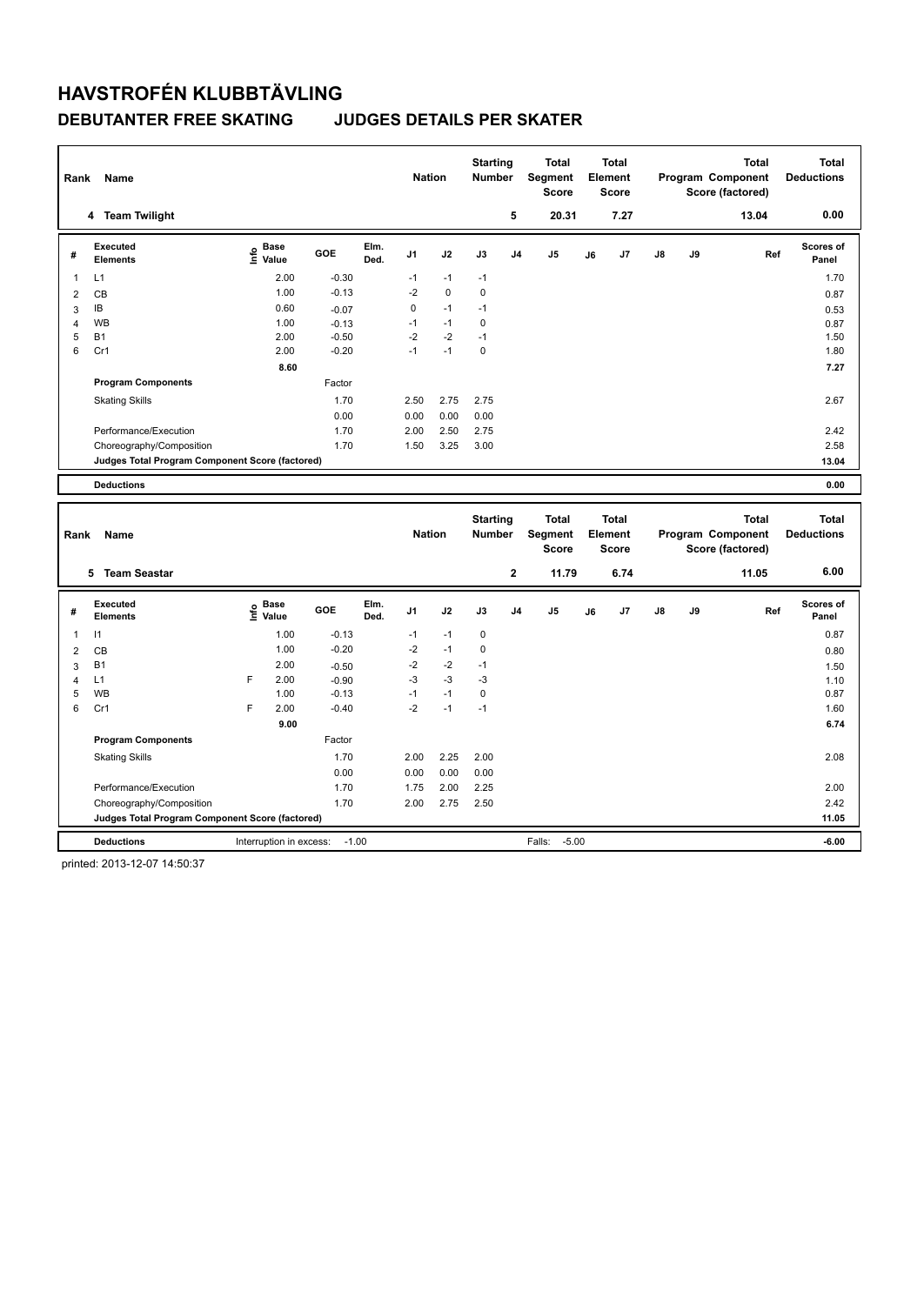# HAVSTROFÉN KLUBBTÄVLING

## DEBUTANTER FREE SKATING JUDGES DETAILS PER SKATER

| Rank | Name | Nation | Starting Number | Total Segment Score | Total Element Score | Total Program Component Score (factored) | Total Deductions |
|---|---|---|---|---|---|---|---|
| 4 | Team Twilight | | 5 | 20.31 | 7.27 | 13.04 | 0.00 |

| # | Executed Elements | Info | Base Value | GOE | Elm. Ded. | J1 | J2 | J3 | J4 | J5 | J6 | J7 | J8 | J9 | Ref | Scores of Panel |
|---|---|---|---|---|---|---|---|---|---|---|---|---|---|---|---|---|
| 1 | L1 | | 2.00 | -0.30 | | -1 | -1 | -1 | | | | | | | | 1.70 |
| 2 | CB | | 1.00 | -0.13 | | -2 | 0 | 0 | | | | | | | | 0.87 |
| 3 | IB | | 0.60 | -0.07 | | 0 | -1 | -1 | | | | | | | | 0.53 |
| 4 | WB | | 1.00 | -0.13 | | -1 | -1 | 0 | | | | | | | | 0.87 |
| 5 | B1 | | 2.00 | -0.50 | | -2 | -2 | -1 | | | | | | | | 1.50 |
| 6 | Cr1 | | 2.00 | -0.20 | | -1 | -1 | 0 | | | | | | | | 1.80 |
| | | | 8.60 | | | | | | | | | | | | | 7.27 |
| | **Program Components** | | | Factor | | | | | | | | | | | | |
| | Skating Skills | | | 1.70 | | 2.50 | 2.75 | 2.75 | | | | | | | | 2.67 |
| | | | | 0.00 | | 0.00 | 0.00 | 0.00 | | | | | | | | |
| | Performance/Execution | | | 1.70 | | 2.00 | 2.50 | 2.75 | | | | | | | | 2.42 |
| | Choreography/Composition | | | 1.70 | | 1.50 | 3.25 | 3.00 | | | | | | | | 2.58 |
| | **Judges Total Program Component Score (factored)** | | | | | | | | | | | | | | | 13.04 |
| | **Deductions** | | | | | | | | | | | | | | | 0.00 |

| Rank | Name | Nation | Starting Number | Total Segment Score | Total Element Score | Total Program Component Score (factored) | Total Deductions |
|---|---|---|---|---|---|---|---|
| 5 | Team Seastar | | 2 | 11.79 | 6.74 | 11.05 | 6.00 |

| # | Executed Elements | Info | Base Value | GOE | Elm. Ded. | J1 | J2 | J3 | J4 | J5 | J6 | J7 | J8 | J9 | Ref | Scores of Panel |
|---|---|---|---|---|---|---|---|---|---|---|---|---|---|---|---|---|
| 1 | I1 | | 1.00 | -0.13 | | -1 | -1 | 0 | | | | | | | | 0.87 |
| 2 | CB | | 1.00 | -0.20 | | -2 | -1 | 0 | | | | | | | | 0.80 |
| 3 | B1 | | 2.00 | -0.50 | | -2 | -2 | -1 | | | | | | | | 1.50 |
| 4 | L1 | F | 2.00 | -0.90 | | -3 | -3 | -3 | | | | | | | | 1.10 |
| 5 | WB | | 1.00 | -0.13 | | -1 | -1 | 0 | | | | | | | | 0.87 |
| 6 | Cr1 | F | 2.00 | -0.40 | | -2 | -1 | -1 | | | | | | | | 1.60 |
| | | | 9.00 | | | | | | | | | | | | | 6.74 |
| | **Program Components** | | | Factor | | | | | | | | | | | | |
| | Skating Skills | | | 1.70 | | 2.00 | 2.25 | 2.00 | | | | | | | | 2.08 |
| | | | | 0.00 | | 0.00 | 0.00 | 0.00 | | | | | | | | |
| | Performance/Execution | | | 1.70 | | 1.75 | 2.00 | 2.25 | | | | | | | | 2.00 |
| | Choreography/Composition | | | 1.70 | | 2.00 | 2.75 | 2.50 | | | | | | | | 2.42 |
| | **Judges Total Program Component Score (factored)** | | | | | | | | | | | | | | | 11.05 |
| | **Deductions** | Interruption in excess: -1.00 | | | | | | | | Falls: -5.00 | | | | | | -6.00 |

printed: 2013-12-07 14:50:37